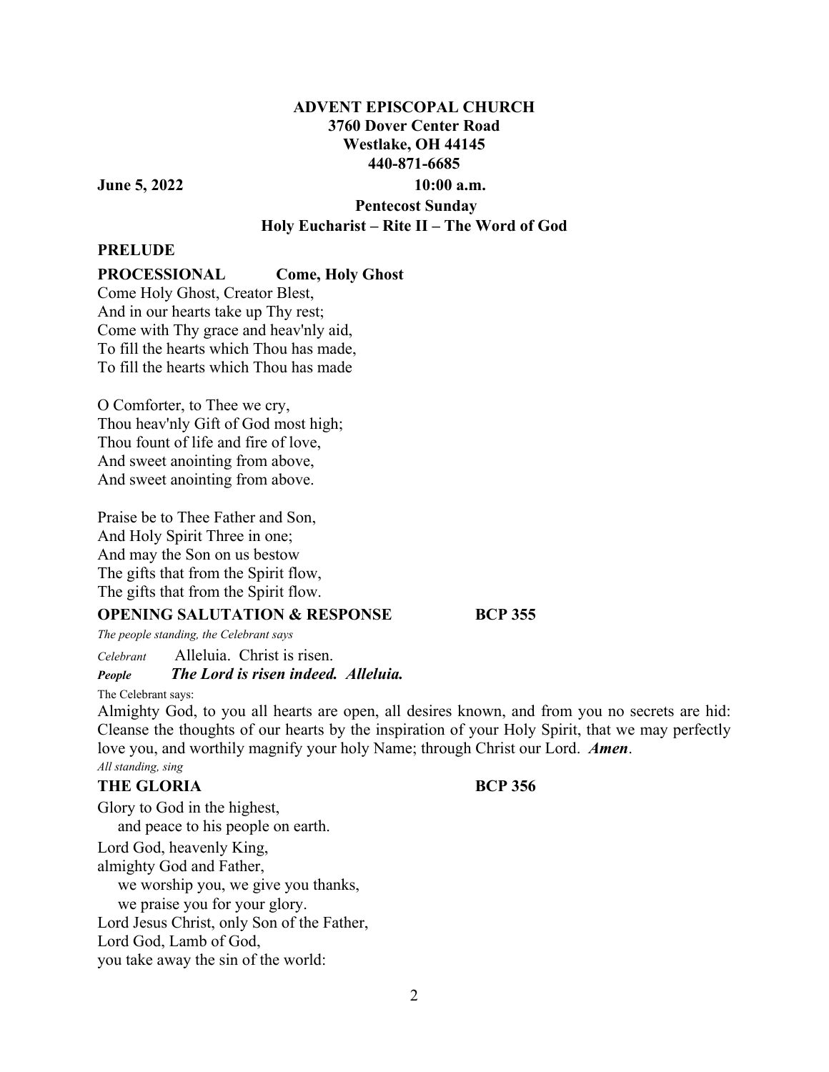**ADVENT EPISCOPAL CHURCH**
**3760 Dover Center Road**
**Westlake, OH 44145**
**440-871-6685**

**June 5, 2022** **10:00 a.m.**

**Pentecost Sunday**
**Holy Eucharist – Rite II – The Word of God**

**PRELUDE**

**PROCESSIONAL Come, Holy Ghost**

Come Holy Ghost, Creator Blest,
And in our hearts take up Thy rest;
Come with Thy grace and heav'nly aid,
To fill the hearts which Thou has made,
To fill the hearts which Thou has made

O Comforter, to Thee we cry,
Thou heav'nly Gift of God most high;
Thou fount of life and fire of love,
And sweet anointing from above,
And sweet anointing from above.

Praise be to Thee Father and Son,
And Holy Spirit Three in one;
And may the Son on us bestow
The gifts that from the Spirit flow,
The gifts that from the Spirit flow.

**OPENING SALUTATION & RESPONSE BCP 355**

*The people standing, the Celebrant says*

*Celebrant* Alleluia. Christ is risen.
***People*** ***The Lord is risen indeed. Alleluia.***

The Celebrant says:

Almighty God, to you all hearts are open, all desires known, and from you no secrets are hid: Cleanse the thoughts of our hearts by the inspiration of your Holy Spirit, that we may perfectly love you, and worthily magnify your holy Name; through Christ our Lord. ***Amen***.

*All standing, sing*

**THE GLORIA BCP 356**

Glory to God in the highest,
and peace to his people on earth.
Lord God, heavenly King,
almighty God and Father,
we worship you, we give you thanks,
we praise you for your glory.
Lord Jesus Christ, only Son of the Father,
Lord God, Lamb of God,
you take away the sin of the world: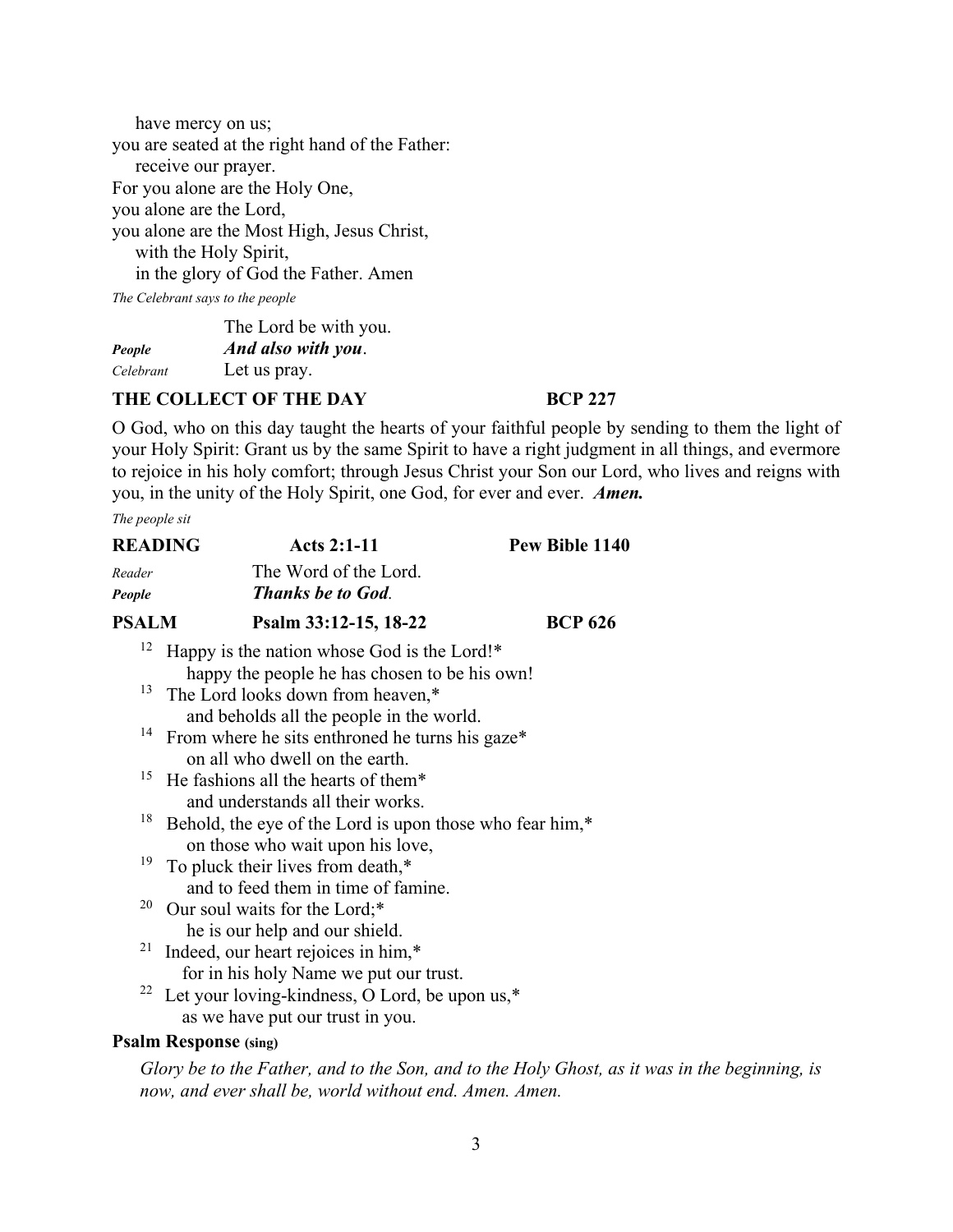have mercy on us;
you are seated at the right hand of the Father:
receive our prayer.
For you alone are the Holy One,
you alone are the Lord,
you alone are the Most High, Jesus Christ,
with the Holy Spirit,
in the glory of God the Father. Amen

*The Celebrant says to the people*

The Lord be with you.
*People* ***And also with you**.*
*Celebrant* Let us pray.

**THE COLLECT OF THE DAY BCP 227**

O God, who on this day taught the hearts of your faithful people by sending to them the light of your Holy Spirit: Grant us by the same Spirit to have a right judgment in all things, and evermore to rejoice in his holy comfort; through Jesus Christ your Son our Lord, who lives and reigns with you, in the unity of the Holy Spirit, one God, for ever and ever. ***Amen.***

*The people sit*

**READING Acts 2:1-11 Pew Bible 1140**

*Reader* The Word of the Lord.
*People* ***Thanks be to God**.*

**PSALM Psalm 33:12-15, 18-22 BCP 626**

12 Happy is the nation whose God is the Lord!*
happy the people he has chosen to be his own!
13 The Lord looks down from heaven,*
and beholds all the people in the world.
14 From where he sits enthroned he turns his gaze*
on all who dwell on the earth.
15 He fashions all the hearts of them*
and understands all their works.
18 Behold, the eye of the Lord is upon those who fear him,*
on those who wait upon his love,
19 To pluck their lives from death,*
and to feed them in time of famine.
20 Our soul waits for the Lord;*
he is our help and our shield.
21 Indeed, our heart rejoices in him,*
for in his holy Name we put our trust.
22 Let your loving-kindness, O Lord, be upon us,*
as we have put our trust in you.

**Psalm Response (sing)**

*Glory be to the Father, and to the Son, and to the Holy Ghost, as it was in the beginning, is now, and ever shall be, world without end. Amen. Amen.*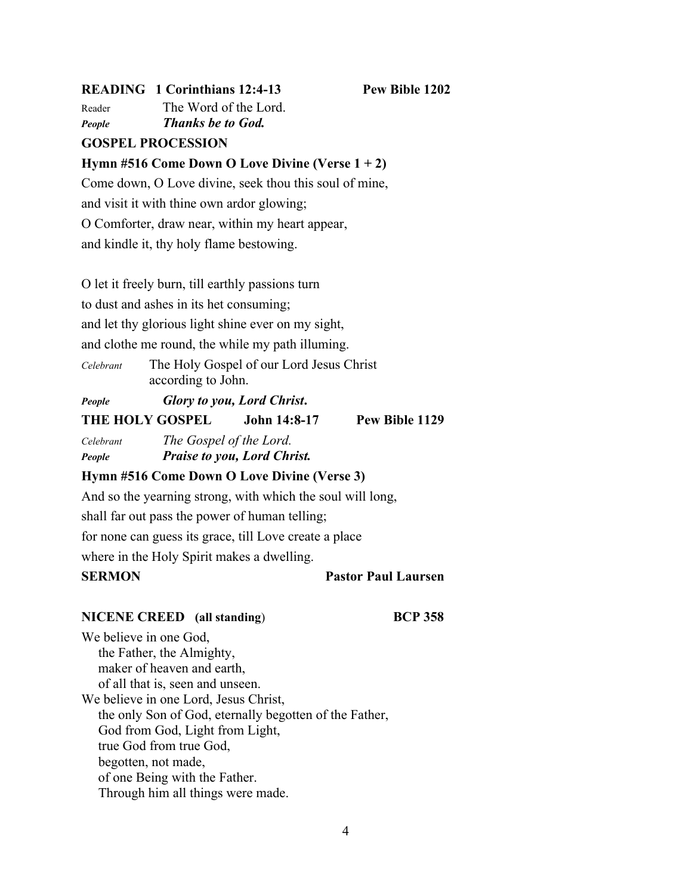**READING 1 Corinthians 12:4-13 Pew Bible 1202**

Reader The Word of the Lord.
***People Thanks be to God.***

**GOSPEL PROCESSION**

**Hymn #516 Come Down O Love Divine (Verse 1 + 2)**

Come down, O Love divine, seek thou this soul of mine,
and visit it with thine own ardor glowing;
O Comforter, draw near, within my heart appear,
and kindle it, thy holy flame bestowing.

O let it freely burn, till earthly passions turn
to dust and ashes in its het consuming;
and let thy glorious light shine ever on my sight,
and clothe me round, the while my path illuming.

*Celebrant* The Holy Gospel of our Lord Jesus Christ according to John.

***People Glory to you, Lord Christ.***

**THE HOLY GOSPEL John 14:8-17 Pew Bible 1129**

*Celebrant The Gospel of the Lord.*
***People Praise to you, Lord Christ.***

**Hymn #516 Come Down O Love Divine (Verse 3)**

And so the yearning strong, with which the soul will long,
shall far out pass the power of human telling;
for none can guess its grace, till Love create a place
where in the Holy Spirit makes a dwelling.

**SERMON Pastor Paul Laursen**

**NICENE CREED (all standing) BCP 358**

We believe in one God,
the Father, the Almighty,
maker of heaven and earth,
of all that is, seen and unseen.
We believe in one Lord, Jesus Christ,
the only Son of God, eternally begotten of the Father,
God from God, Light from Light,
true God from true God,
begotten, not made,
of one Being with the Father.
Through him all things were made.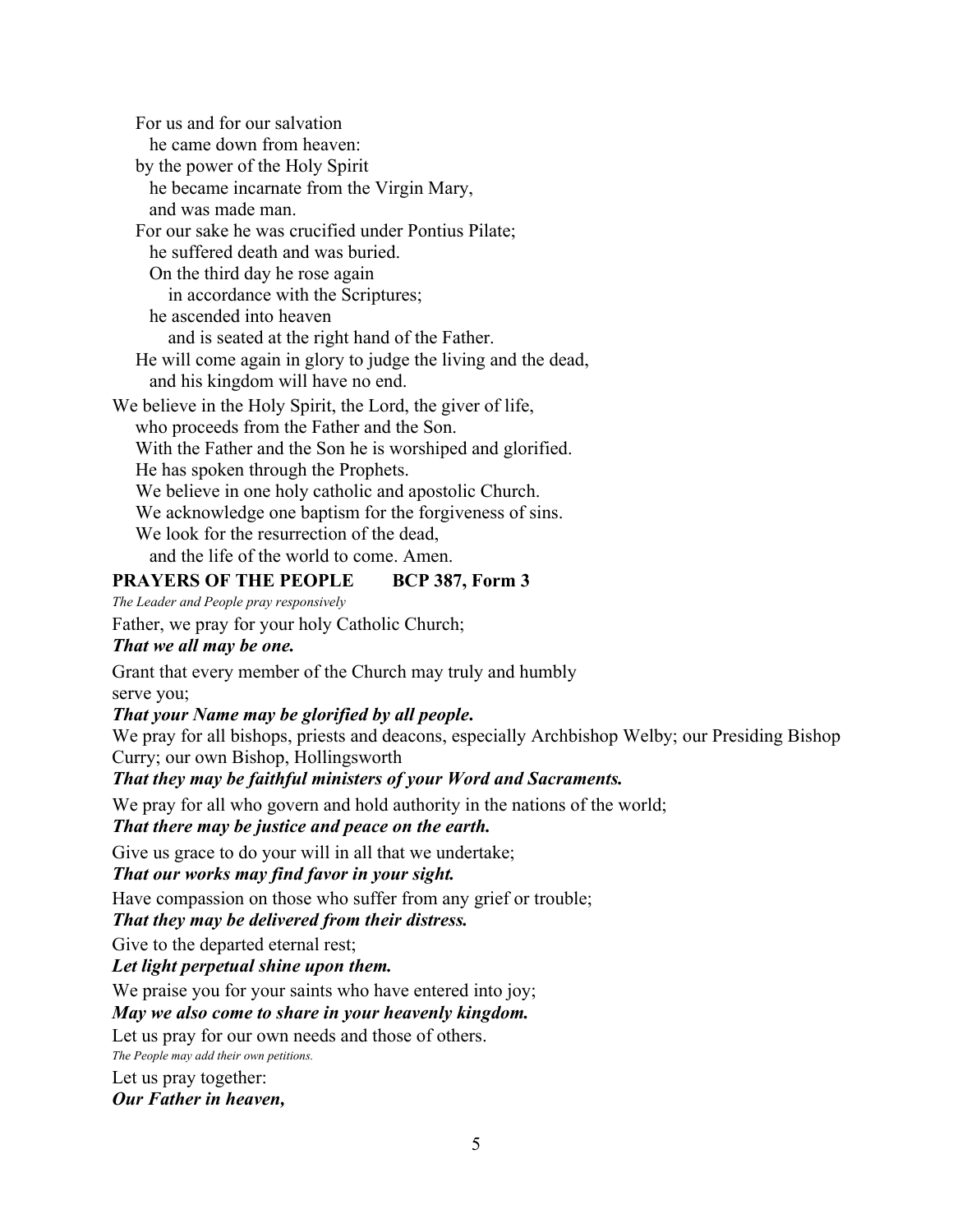For us and for our salvation
he came down from heaven:
by the power of the Holy Spirit
he became incarnate from the Virgin Mary,
and was made man.
For our sake he was crucified under Pontius Pilate;
he suffered death and was buried.
On the third day he rose again
in accordance with the Scriptures;
he ascended into heaven
and is seated at the right hand of the Father.
He will come again in glory to judge the living and the dead,
and his kingdom will have no end.

We believe in the Holy Spirit, the Lord, the giver of life,
who proceeds from the Father and the Son.
With the Father and the Son he is worshiped and glorified.
He has spoken through the Prophets.
We believe in one holy catholic and apostolic Church.
We acknowledge one baptism for the forgiveness of sins.
We look for the resurrection of the dead,
and the life of the world to come. Amen.

**PRAYERS OF THE PEOPLE BCP 387, Form 3**

*The Leader and People pray responsively*

Father, we pray for your holy Catholic Church;
***That we all may be one.***

Grant that every member of the Church may truly and humbly serve you;
***That your Name may be glorified by all people.***

We pray for all bishops, priests and deacons, especially Archbishop Welby; our Presiding Bishop Curry; our own Bishop, Hollingsworth
***That they may be faithful ministers of your Word and Sacraments.***

We pray for all who govern and hold authority in the nations of the world;
***That there may be justice and peace on the earth.***

Give us grace to do your will in all that we undertake;
***That our works may find favor in your sight.***

Have compassion on those who suffer from any grief or trouble;
***That they may be delivered from their distress.***

Give to the departed eternal rest;
***Let light perpetual shine upon them.***

We praise you for your saints who have entered into joy;
***May we also come to share in your heavenly kingdom.***

Let us pray for our own needs and those of others.

*The People may add their own petitions.*

Let us pray together:
***Our Father in heaven,***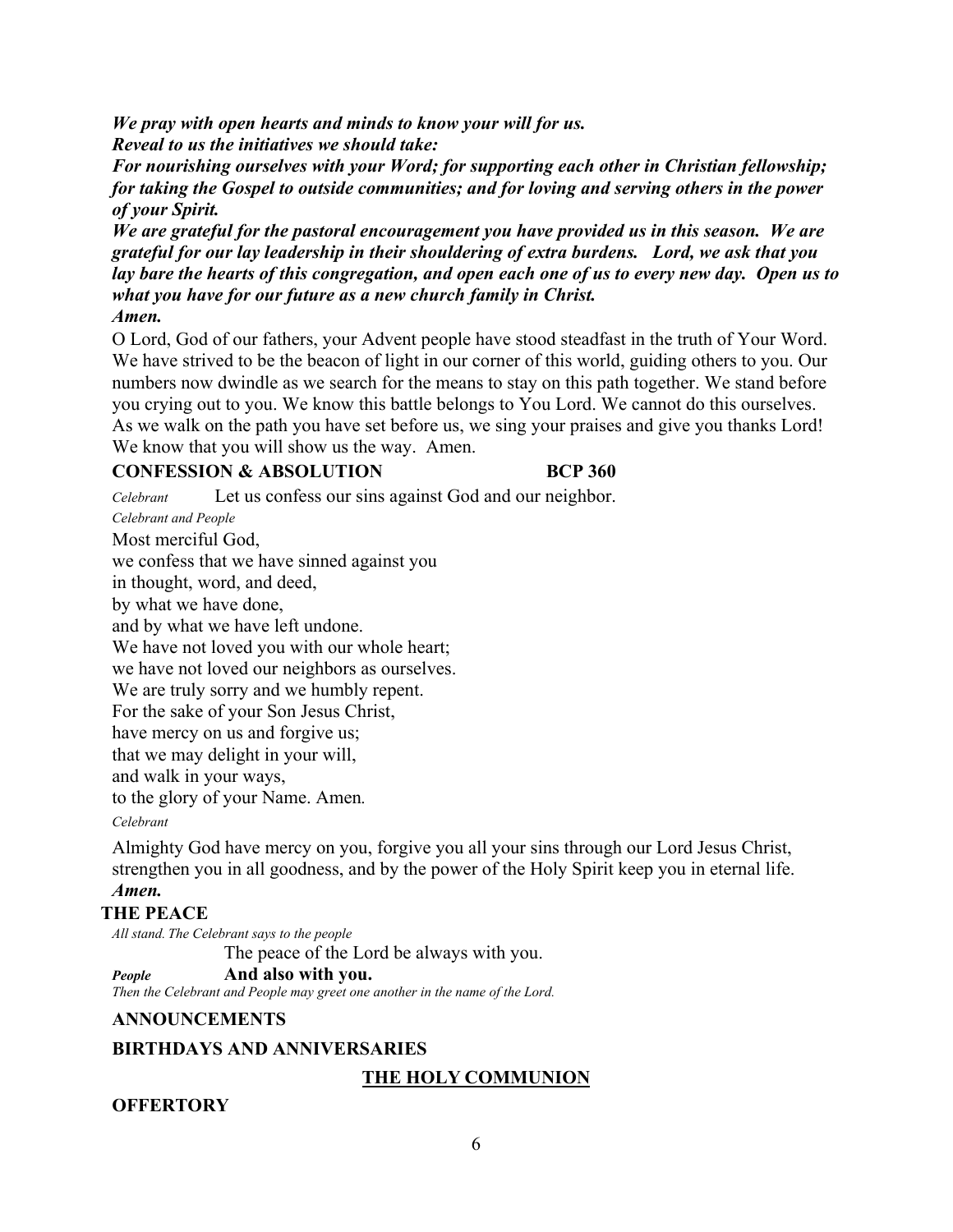***We pray with open hearts and minds to know your will for us.***
***Reveal to us the initiatives we should take:***
***For nourishing ourselves with your Word; for supporting each other in Christian fellowship; for taking the Gospel to outside communities; and for loving and serving others in the power of your Spirit.***
***We are grateful for the pastoral encouragement you have provided us in this season. We are grateful for our lay leadership in their shouldering of extra burdens. Lord, we ask that you lay bare the hearts of this congregation, and open each one of us to every new day. Open us to what you have for our future as a new church family in Christ.***
***Amen.***

O Lord, God of our fathers, your Advent people have stood steadfast in the truth of Your Word. We have strived to be the beacon of light in our corner of this world, guiding others to you. Our numbers now dwindle as we search for the means to stay on this path together. We stand before you crying out to you. We know this battle belongs to You Lord. We cannot do this ourselves. As we walk on the path you have set before us, we sing your praises and give you thanks Lord! We know that you will show us the way. Amen.

**CONFESSION & ABSOLUTION** **BCP 360**

*Celebrant* Let us confess our sins against God and our neighbor.

*Celebrant and People*

Most merciful God,
we confess that we have sinned against you
in thought, word, and deed,
by what we have done,
and by what we have left undone.
We have not loved you with our whole heart;
we have not loved our neighbors as ourselves.
We are truly sorry and we humbly repent.
For the sake of your Son Jesus Christ,
have mercy on us and forgive us;
that we may delight in your will,
and walk in your ways,
to the glory of your Name. Amen.

*Celebrant*

Almighty God have mercy on you, forgive you all your sins through our Lord Jesus Christ, strengthen you in all goodness, and by the power of the Holy Spirit keep you in eternal life.
***Amen.***

**THE PEACE**

*All stand. The Celebrant says to the people*

The peace of the Lord be always with you.

***People*** **And also with you.**

*Then the Celebrant and People may greet one another in the name of the Lord.*

**ANNOUNCEMENTS**

**BIRTHDAYS AND ANNIVERSARIES**

## THE HOLY COMMUNION

**OFFERTORY**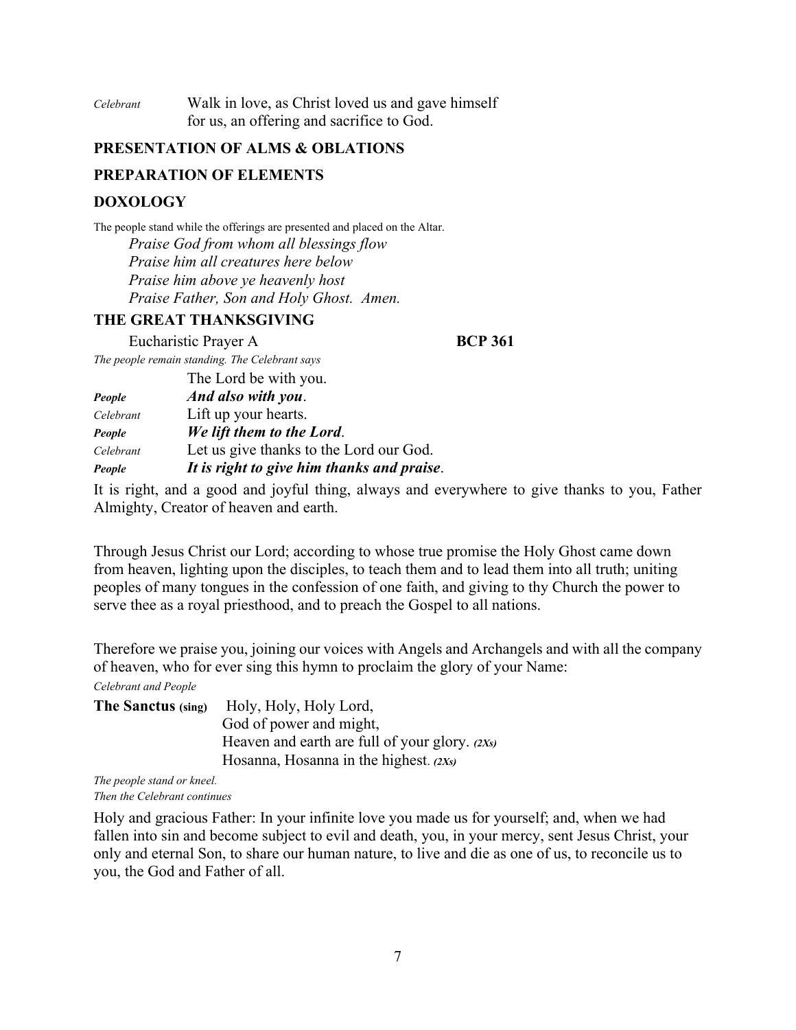*Celebrant* Walk in love, as Christ loved us and gave himself for us, an offering and sacrifice to God.

## PRESENTATION OF ALMS & OBLATIONS

## PREPARATION OF ELEMENTS

## DOXOLOGY

The people stand while the offerings are presented and placed on the Altar.

*Praise God from whom all blessings flow*
*Praise him all creatures here below*
*Praise him above ye heavenly host*
*Praise Father, Son and Holy Ghost. Amen.*

## THE GREAT THANKSGIVING

Eucharistic Prayer A **BCP 361**

*The people remain standing. The Celebrant says*

The Lord be with you.

***People*** ***And also with you*.**

*Celebrant* Lift up your hearts.

***People*** ***We lift them to the Lord*.**

*Celebrant* Let us give thanks to the Lord our God.

***People*** ***It is right to give him thanks and praise*.**

It is right, and a good and joyful thing, always and everywhere to give thanks to you, Father Almighty, Creator of heaven and earth.

Through Jesus Christ our Lord; according to whose true promise the Holy Ghost came down from heaven, lighting upon the disciples, to teach them and to lead them into all truth; uniting peoples of many tongues in the confession of one faith, and giving to thy Church the power to serve thee as a royal priesthood, and to preach the Gospel to all nations.

Therefore we praise you, joining our voices with Angels and Archangels and with all the company of heaven, who for ever sing this hymn to proclaim the glory of your Name:

*Celebrant and People*

**The Sanctus (sing)** Holy, Holy, Holy Lord,
God of power and might,
Heaven and earth are full of your glory. ***(2Xs)***
Hosanna, Hosanna in the highest. ***(2Xs)***

*The people stand or kneel.*
*Then the Celebrant continues*

Holy and gracious Father: In your infinite love you made us for yourself; and, when we had fallen into sin and become subject to evil and death, you, in your mercy, sent Jesus Christ, your only and eternal Son, to share our human nature, to live and die as one of us, to reconcile us to you, the God and Father of all.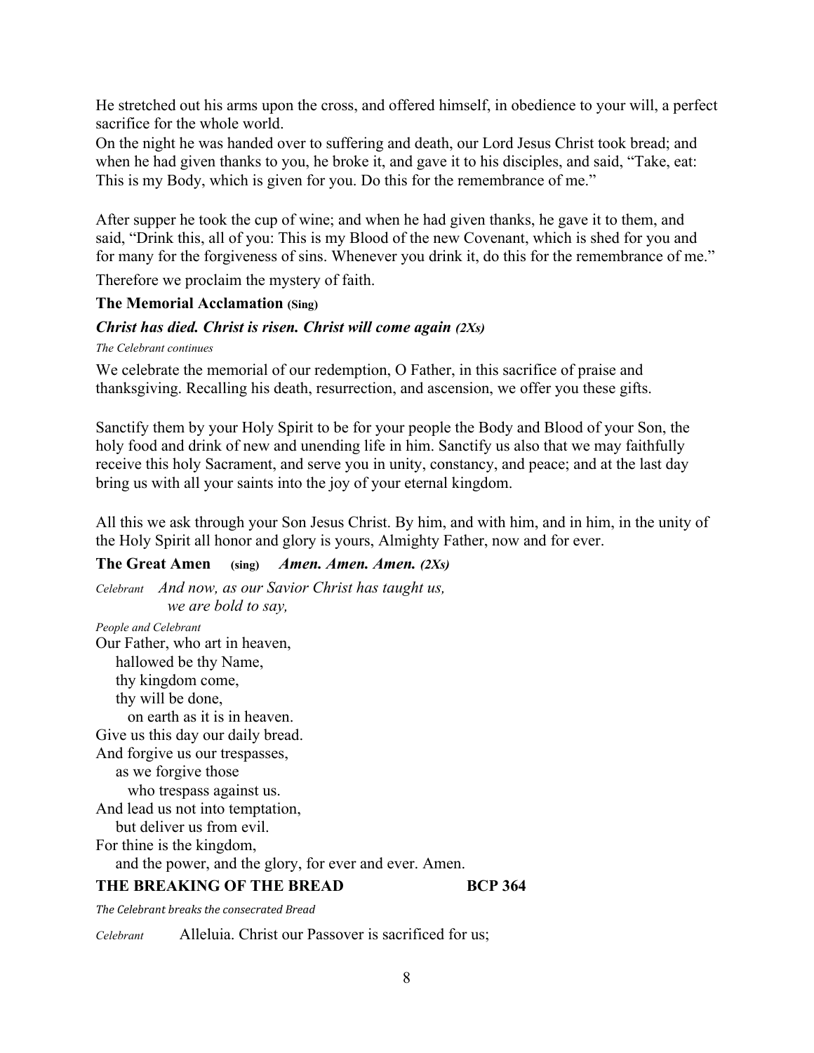He stretched out his arms upon the cross, and offered himself, in obedience to your will, a perfect sacrifice for the whole world.

On the night he was handed over to suffering and death, our Lord Jesus Christ took bread; and when he had given thanks to you, he broke it, and gave it to his disciples, and said, "Take, eat: This is my Body, which is given for you. Do this for the remembrance of me."

After supper he took the cup of wine; and when he had given thanks, he gave it to them, and said, "Drink this, all of you: This is my Blood of the new Covenant, which is shed for you and for many for the forgiveness of sins. Whenever you drink it, do this for the remembrance of me."

Therefore we proclaim the mystery of faith.

**The Memorial Acclamation (Sing)**

***Christ has died. Christ is risen. Christ will come again (2Xs)***

*The Celebrant continues*

We celebrate the memorial of our redemption, O Father, in this sacrifice of praise and thanksgiving. Recalling his death, resurrection, and ascension, we offer you these gifts.

Sanctify them by your Holy Spirit to be for your people the Body and Blood of your Son, the holy food and drink of new and unending life in him. Sanctify us also that we may faithfully receive this holy Sacrament, and serve you in unity, constancy, and peace; and at the last day bring us with all your saints into the joy of your eternal kingdom.

All this we ask through your Son Jesus Christ. By him, and with him, and in him, in the unity of the Holy Spirit all honor and glory is yours, Almighty Father, now and for ever.

**The Great Amen (sing)** ***Amen. Amen. Amen. (2Xs)***

*Celebrant* *And now, as our Savior Christ has taught us,*
*we are bold to say,*

*People and Celebrant*

Our Father, who art in heaven,
hallowed be thy Name,
thy kingdom come,
thy will be done,
on earth as it is in heaven.
Give us this day our daily bread.
And forgive us our trespasses,
as we forgive those
who trespass against us.
And lead us not into temptation,
but deliver us from evil.
For thine is the kingdom,
and the power, and the glory, for ever and ever. Amen.

## THE BREAKING OF THE BREAD BCP 364

*The Celebrant breaks the consecrated Bread*

*Celebrant* Alleluia. Christ our Passover is sacrificed for us;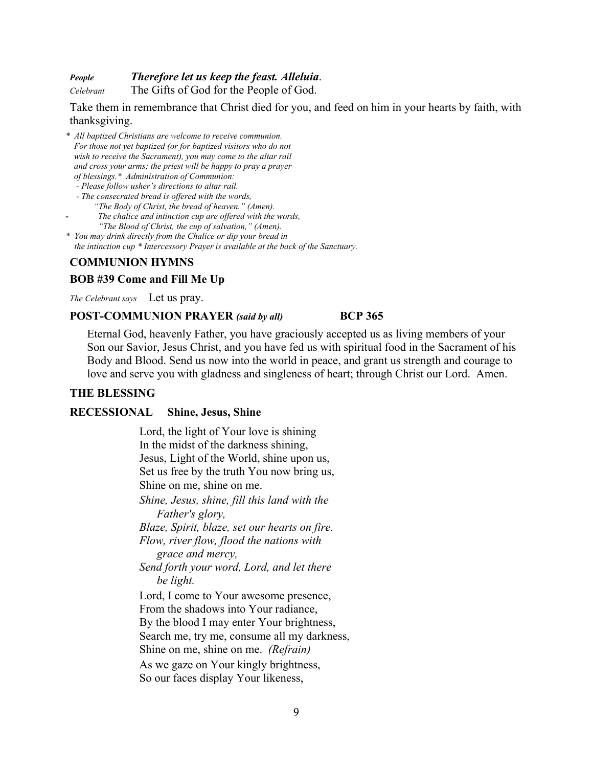*People* ***Therefore let us keep the feast. Alleluia*.**

*Celebrant* The Gifts of God for the People of God.

Take them in remembrance that Christ died for you, and feed on him in your hearts by faith, with thanksgiving.

*\* All baptized Christians are welcome to receive communion. For those not yet baptized (or for baptized visitors who do not wish to receive the Sacrament), you may come to the altar rail and cross your arms; the priest will be happy to pray a prayer of blessings.\* Administration of Communion:*

- *Please follow usher's directions to altar rail.*
- *The consecrated bread is offered with the words, "The Body of Christ, the bread of heaven." (Amen).*
- *The chalice and intinction cup are offered with the words, "The Blood of Christ, the cup of salvation," (Amen).*

*\* You may drink directly from the Chalice or dip your bread in the intinction cup \* Intercessory Prayer is available at the back of the Sanctuary.*

**COMMUNION HYMNS**

**BOB #39 Come and Fill Me Up**

*The Celebrant says* Let us pray.

**POST-COMMUNION PRAYER** ***(said by all)*** **BCP 365**

Eternal God, heavenly Father, you have graciously accepted us as living members of your Son our Savior, Jesus Christ, and you have fed us with spiritual food in the Sacrament of his Body and Blood. Send us now into the world in peace, and grant us strength and courage to love and serve you with gladness and singleness of heart; through Christ our Lord. Amen.

**THE BLESSING**

**RECESSIONAL Shine, Jesus, Shine**

Lord, the light of Your love is shining
In the midst of the darkness shining,
Jesus, Light of the World, shine upon us,
Set us free by the truth You now bring us,
Shine on me, shine on me.

*Shine, Jesus, shine, fill this land with the Father's glory,*
*Blaze, Spirit, blaze, set our hearts on fire.*
*Flow, river flow, flood the nations with grace and mercy,*
*Send forth your word, Lord, and let there be light.*

Lord, I come to Your awesome presence,
From the shadows into Your radiance,
By the blood I may enter Your brightness,
Search me, try me, consume all my darkness,
Shine on me, shine on me. *(Refrain)*

As we gaze on Your kingly brightness,
So our faces display Your likeness,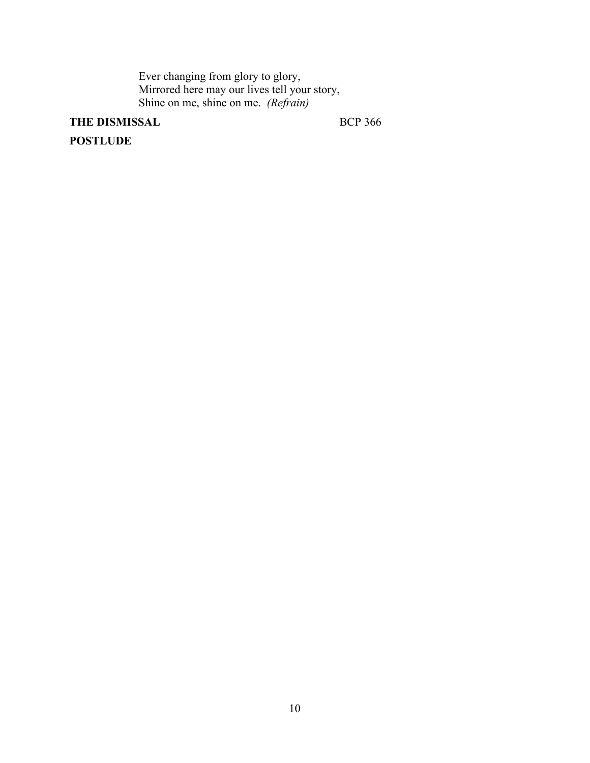Ever changing from glory to glory,
Mirrored here may our lives tell your story,
Shine on me, shine on me. *(Refrain)*

**THE DISMISSAL** BCP 366

**POSTLUDE**